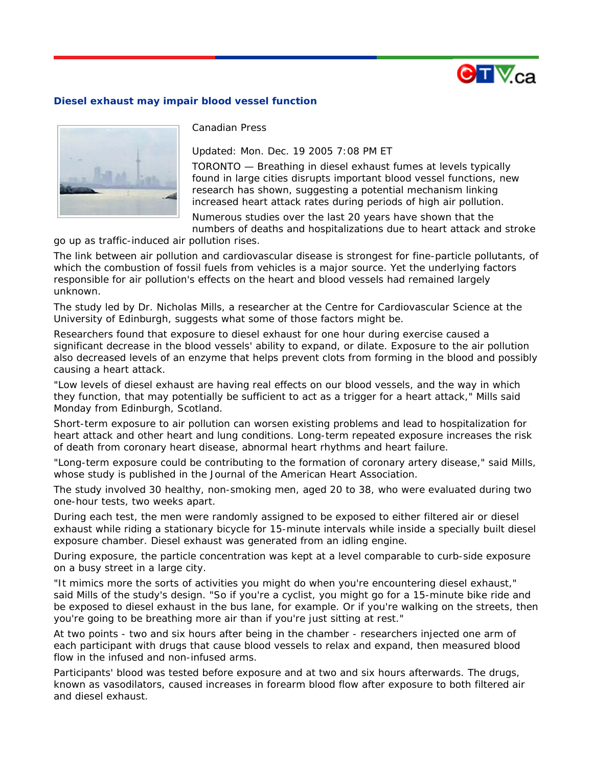# Diesel exhaust may impair blood vessel function

Canadian Press

Updated: Mon. Dec. 19 2005 7:08 PM ET

TORONTO — Breathing in diesel exhaust fumes at levels typically found in large cities disrupts important blood vessel functions, new research has shown, suggesting a potential mechanism linking increased heart attack rates during periods of high air pollution.

Numerous studies over the last 20 years have shown that the numbers of deaths and hospitalizations due to heart attack and stroke go up as traffic-induced air pollution rises.

The link between air pollution and cardiovascular disease is strongest for fine-particle pollutants, of which the combustion of fossil fuels from vehicles is a major source. Yet the underlying factors responsible for air pollution's effects on the heart and blood vessels had remained largely unknown.

The study led by Dr. Nicholas Mills, a researcher at the Centre for Cardiovascular Science at the University of Edinburgh, suggests what some of those factors might be.

Researchers found that exposure to diesel exhaust for one hour during exercise caused a significant decrease in the blood vessels' ability to expand, or dilate. Exposure to the air pollution also decreased levels of an enzyme that helps prevent clots from forming in the blood and possibly causing a heart attack.

"Low levels of diesel exhaust are having real effects on our blood vessels, and the way in which they function, that may potentially be sufficient to act as a trigger for a heart attack," Mills said Monday from Edinburgh, Scotland.

Short-term exposure to air pollution can worsen existing problems and lead to hospitalization for heart attack and other heart and lung conditions. Long-term repeated exposure increases the risk of death from coronary heart disease, abnormal heart rhythms and heart failure.

"Long-term exposure could be contributing to the formation of coronary artery disease," said Mills, whose study is published in the Journal of the American Heart Association.

The study involved 30 healthy, non-smoking men, aged 20 to 38, who were evaluated during two one-hour tests, two weeks apart.

During each test, the men were randomly assigned to be exposed to either filtered air or diesel exhaust while riding a stationary bicycle for 15-minute intervals while inside a specially built diesel exposure chamber. Diesel exhaust was generated from an idling engine.

During exposure, the particle concentration was kept at a level comparable to curb-side exposure on a busy street in a large city.

"It mimics more the sorts of activities you might do when you're encountering diesel exhaust," said Mills of the study's design. "So if you're a cyclist, you might go for a 15-minute bike ride and be exposed to diesel exhaust in the bus lane, for example. Or if you're walking on the streets, then you're going to be breathing more air than if you're just sitting at rest."

At two points - two and six hours after being in the chamber - researchers injected one arm of each participant with drugs that cause blood vessels to relax and expand, then measured blood flow in the infused and non-infused arms.

Participants' blood was tested before exposure and at two and six hours afterwards. The drugs, known as vasodilators, caused increases in forearm blood flow after exposure to both filtered air and diesel exhaust.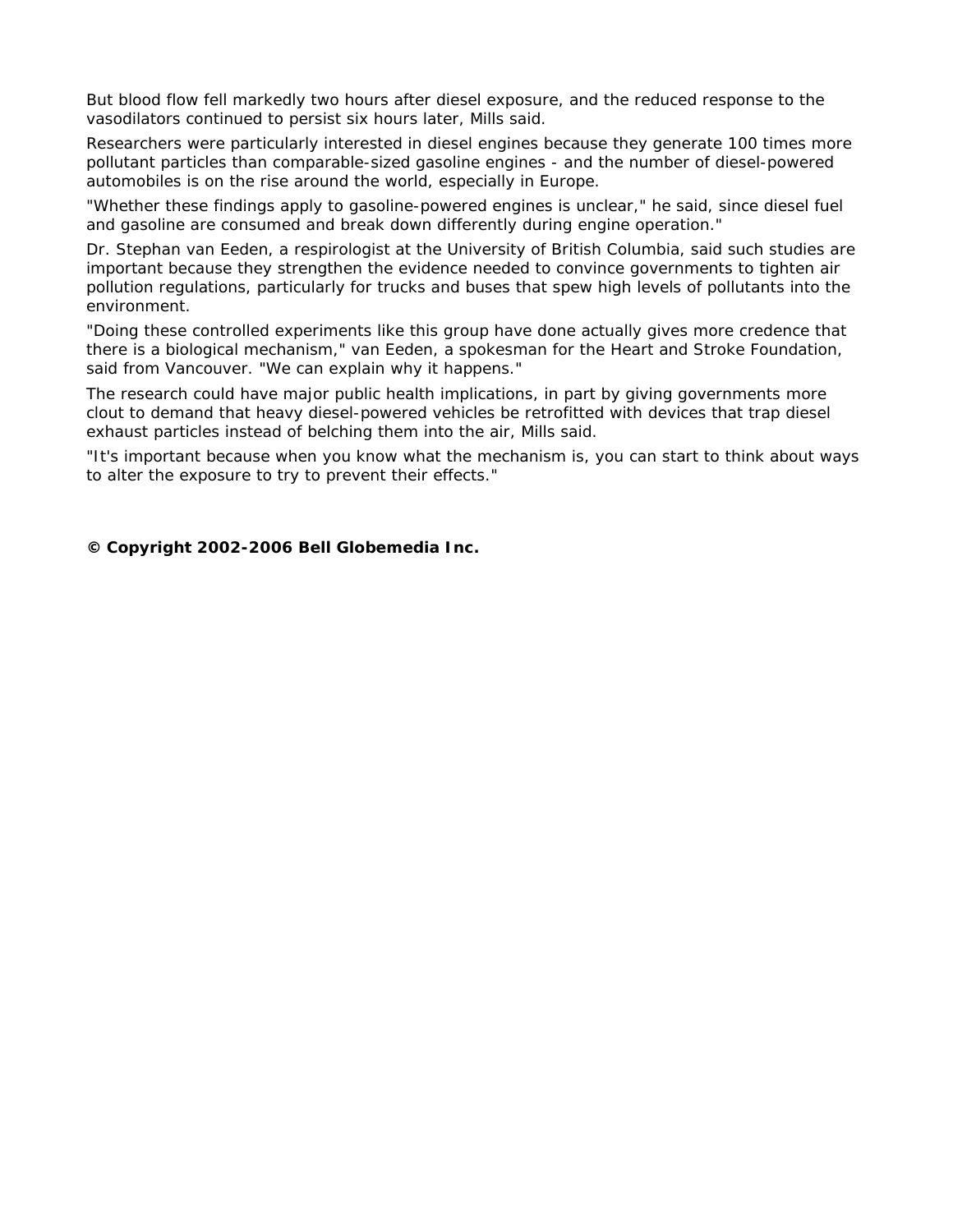But blood flow fell markedly two hours after diesel exposure, and the reduced response to the vasodilators continued to persist six hours later, Mills said.

Researchers were particularly interested in diesel engines because they generate 100 times more pollutant particles than comparable-sized gasoline engines - and the number of diesel-powered automobiles is on the rise around the world, especially in Europe.

"Whether these findings apply to gasoline-powered engines is unclear," he said, since diesel fuel and gasoline are consumed and break down differently during engine operation."

Dr. Stephan van Eeden, a respirologist at the University of British Columbia, said such studies are important because they strengthen the evidence needed to convince governments to tighten air pollution regulations, particularly for trucks and buses that spew high levels of pollutants into the environment.

"Doing these controlled experiments like this group have done actually gives more credence that there is a biological mechanism," van Eeden, a spokesman for the Heart and Stroke Foundation, said from Vancouver. "We can explain why it happens."

The research could have major public health implications, in part by giving governments more clout to demand that heavy diesel-powered vehicles be retrofitted with devices that trap diesel exhaust particles instead of belching them into the air, Mills said.

"It's important because when you know what the mechanism is, you can start to think about ways to alter the exposure to try to prevent their effects."

**© Copyright 2002-2006 Bell Globemedia Inc.**